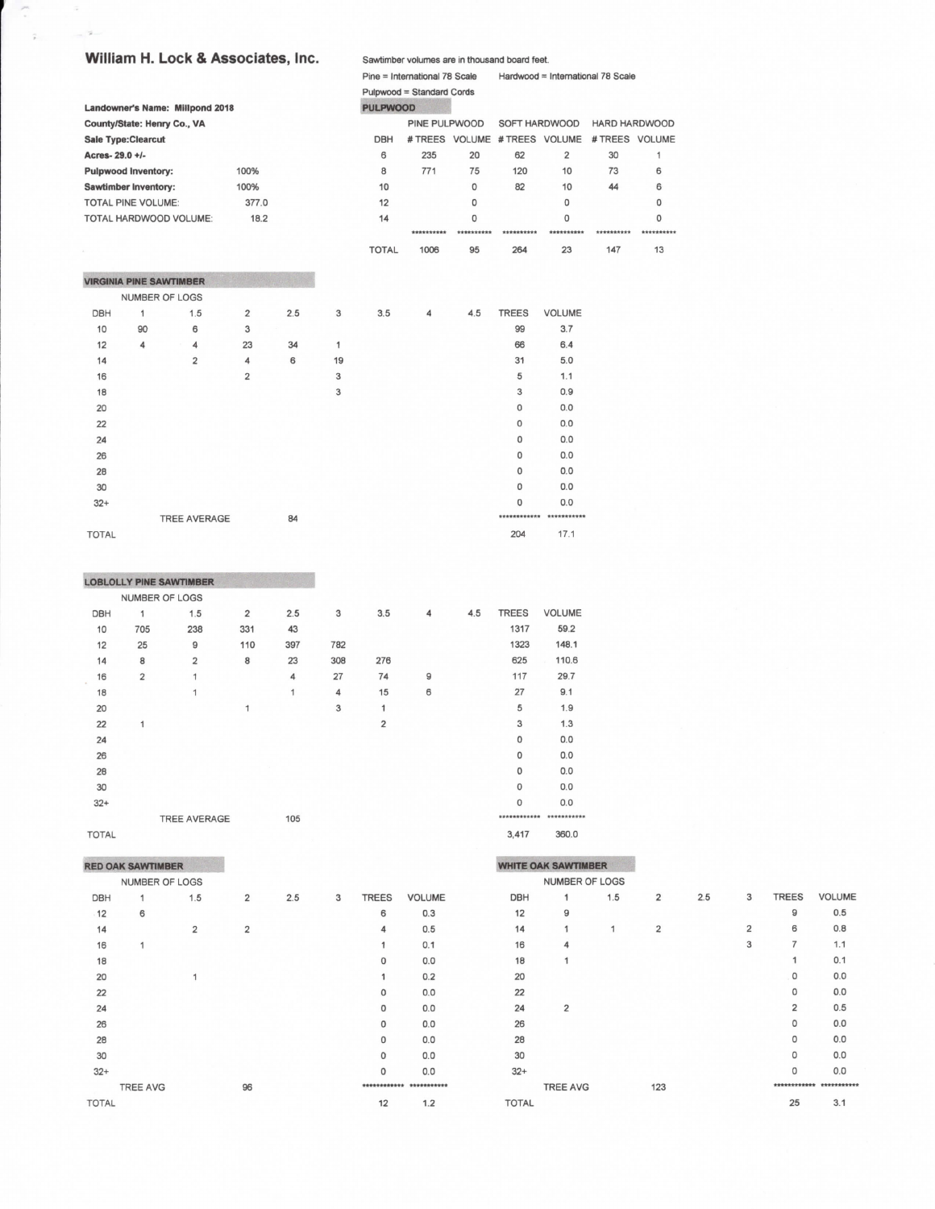## William H. Lock & Associates, Inc.

Sawtimber volumes are in thousand board feet.

Pine = International 78 Scale    Hardwood = International 78 Scale

Pulpwood = Standard Cords

**Landowner's Name: Millpond 2018**

**County/State: Henry Co., VA**

**Sale Type:Clearcut**

**Acres- 29.0 +/-**

| | |
|---|---|
| **Pulpwood Inventory:** | 100% |
| **Sawtimber Inventory:** | 100% |
| TOTAL PINE VOLUME: | 377.0 |
| TOTAL HARDWOOD VOLUME: | 18.2 |

### PULPWOOD

| DBH | PINE PULPWOOD # TREES | PINE PULPWOOD VOLUME | SOFT HARDWOOD # TREES | SOFT HARDWOOD VOLUME | HARD HARDWOOD # TREES | HARD HARDWOOD VOLUME |
|---|---|---|---|---|---|---|
| 6 | 235 | 20 | 62 | 2 | 30 | 1 |
| 8 | 771 | 75 | 120 | 10 | 73 | 6 |
| 10 | | 0 | 82 | 10 | 44 | 6 |
| 12 | | 0 | | 0 | | 0 |
| 14 | | 0 | | 0 | | 0 |
| | ********** | ********** | ********** | ********** | ********** | ********** |
| TOTAL | 1006 | 95 | 264 | 23 | 147 | 13 |

### VIRGINIA PINE SAWTIMBER

| DBH | NUMBER OF LOGS 1 | 1.5 | 2 | 2.5 | 3 | 3.5 | 4 | 4.5 | TREES | VOLUME |
|---|---|---|---|---|---|---|---|---|---|---|
| 10 | 90 | 6 | 3 | | | | | | 99 | 3.7 |
| 12 | 4 | 4 | 23 | 34 | 1 | | | | 66 | 6.4 |
| 14 | | 2 | 4 | 6 | 19 | | | | 31 | 5.0 |
| 16 | | | 2 | | 3 | | | | 5 | 1.1 |
| 18 | | | | | 3 | | | | 3 | 0.9 |
| 20 | | | | | | | | | 0 | 0.0 |
| 22 | | | | | | | | | 0 | 0.0 |
| 24 | | | | | | | | | 0 | 0.0 |
| 26 | | | | | | | | | 0 | 0.0 |
| 28 | | | | | | | | | 0 | 0.0 |
| 30 | | | | | | | | | 0 | 0.0 |
| 32+ | | | | | | | | | 0 | 0.0 |
| | TREE AVERAGE | | | 84 | | | | | ************ | *********** |
| TOTAL | | | | | | | | | 204 | 17.1 |

### LOBLOLLY PINE SAWTIMBER

| DBH | NUMBER OF LOGS 1 | 1.5 | 2 | 2.5 | 3 | 3.5 | 4 | 4.5 | TREES | VOLUME |
|---|---|---|---|---|---|---|---|---|---|---|
| 10 | 705 | 238 | 331 | 43 | | | | | 1317 | 59.2 |
| 12 | 25 | 9 | 110 | 397 | 782 | | | | 1323 | 148.1 |
| 14 | 8 | 2 | 8 | 23 | 308 | 276 | | | 625 | 110.6 |
| 16 | 2 | 1 | | 4 | 27 | 74 | 9 | | 117 | 29.7 |
| 18 | | 1 | | 1 | 4 | 15 | 6 | | 27 | 9.1 |
| 20 | | | 1 | | 3 | 1 | | | 5 | 1.9 |
| 22 | 1 | | | | | 2 | | | 3 | 1.3 |
| 24 | | | | | | | | | 0 | 0.0 |
| 26 | | | | | | | | | 0 | 0.0 |
| 28 | | | | | | | | | 0 | 0.0 |
| 30 | | | | | | | | | 0 | 0.0 |
| 32+ | | | | | | | | | 0 | 0.0 |
| | TREE AVERAGE | | | 105 | | | | | ************ | *********** |
| TOTAL | | | | | | | | | 3,417 | 360.0 |

### RED OAK SAWTIMBER

| DBH | NUMBER OF LOGS 1 | 1.5 | 2 | 2.5 | 3 | TREES | VOLUME |
|---|---|---|---|---|---|---|---|
| 12 | 6 | | | | | 6 | 0.3 |
| 14 | | 2 | 2 | | | 4 | 0.5 |
| 16 | 1 | | | | | 1 | 0.1 |
| 18 | | | | | | 0 | 0.0 |
| 20 | | 1 | | | | 1 | 0.2 |
| 22 | | | | | | 0 | 0.0 |
| 24 | | | | | | 0 | 0.0 |
| 26 | | | | | | 0 | 0.0 |
| 28 | | | | | | 0 | 0.0 |
| 30 | | | | | | 0 | 0.0 |
| 32+ | | | | | | 0 | 0.0 |
| | TREE AVG | | 96 | | | ************ | *********** |
| TOTAL | | | | | | 12 | 1.2 |

### WHITE OAK SAWTIMBER

| DBH | NUMBER OF LOGS 1 | 1.5 | 2 | 2.5 | 3 | TREES | VOLUME |
|---|---|---|---|---|---|---|---|
| 12 | 9 | | | | | 9 | 0.5 |
| 14 | 1 | 1 | 2 | | 2 | 6 | 0.8 |
| 16 | 4 | | | | 3 | 7 | 1.1 |
| 18 | 1 | | | | | 1 | 0.1 |
| 20 | | | | | | 0 | 0.0 |
| 22 | | | | | | 0 | 0.0 |
| 24 | 2 | | | | | 2 | 0.5 |
| 26 | | | | | | 0 | 0.0 |
| 28 | | | | | | 0 | 0.0 |
| 30 | | | | | | 0 | 0.0 |
| 32+ | | | | | | 0 | 0.0 |
| | TREE AVG | | 123 | | | ************ | *********** |
| TOTAL | | | | | | 25 | 3.1 |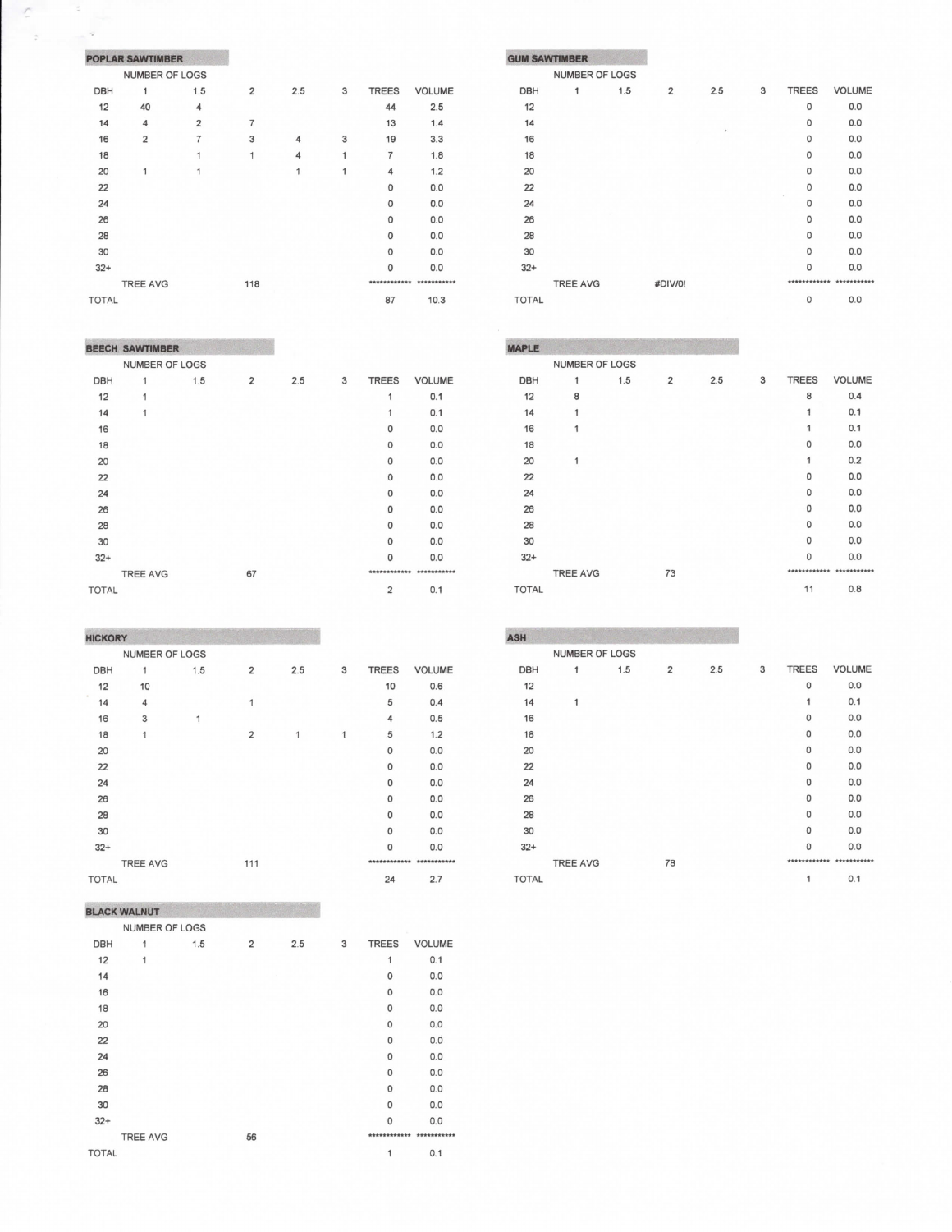## POPLAR SAWTIMBER

| DBH | NUMBER OF LOGS 1 | 1.5 | 2 | 2.5 | 3 | TREES | VOLUME |
|---|---|---|---|---|---|---|---|
| 12 | 40 | 4 | | | | 44 | 2.5 |
| 14 | 4 | 2 | 7 | | | 13 | 1.4 |
| 16 | 2 | 7 | 3 | 4 | 3 | 19 | 3.3 |
| 18 | | 1 | 1 | 4 | 1 | 7 | 1.8 |
| 20 | 1 | 1 | | 1 | 1 | 4 | 1.2 |
| 22 | | | | | | 0 | 0.0 |
| 24 | | | | | | 0 | 0.0 |
| 26 | | | | | | 0 | 0.0 |
| 28 | | | | | | 0 | 0.0 |
| 30 | | | | | | 0 | 0.0 |
| 32+ | | | | | | 0 | 0.0 |
| TREE AVG | | | 118 | | | ************ | *********** |
| TOTAL | | | | | | 87 | 10.3 |

## GUM SAWTIMBER

| DBH | NUMBER OF LOGS 1 | 1.5 | 2 | 2.5 | 3 | TREES | VOLUME |
|---|---|---|---|---|---|---|---|
| 12 | | | | | | 0 | 0.0 |
| 14 | | | | | | 0 | 0.0 |
| 16 | | | | | | 0 | 0.0 |
| 18 | | | | | | 0 | 0.0 |
| 20 | | | | | | 0 | 0.0 |
| 22 | | | | | | 0 | 0.0 |
| 24 | | | | | | 0 | 0.0 |
| 26 | | | | | | 0 | 0.0 |
| 28 | | | | | | 0 | 0.0 |
| 30 | | | | | | 0 | 0.0 |
| 32+ | | | | | | 0 | 0.0 |
| TREE AVG | | | #DIV/0! | | | ************ | *********** |
| TOTAL | | | | | | 0 | 0.0 |

## BEECH SAWTIMBER

| DBH | NUMBER OF LOGS 1 | 1.5 | 2 | 2.5 | 3 | TREES | VOLUME |
|---|---|---|---|---|---|---|---|
| 12 | 1 | | | | | 1 | 0.1 |
| 14 | 1 | | | | | 1 | 0.1 |
| 16 | | | | | | 0 | 0.0 |
| 18 | | | | | | 0 | 0.0 |
| 20 | | | | | | 0 | 0.0 |
| 22 | | | | | | 0 | 0.0 |
| 24 | | | | | | 0 | 0.0 |
| 26 | | | | | | 0 | 0.0 |
| 28 | | | | | | 0 | 0.0 |
| 30 | | | | | | 0 | 0.0 |
| 32+ | | | | | | 0 | 0.0 |
| TREE AVG | | | 67 | | | ************ | *********** |
| TOTAL | | | | | | 2 | 0.1 |

## MAPLE

| DBH | NUMBER OF LOGS 1 | 1.5 | 2 | 2.5 | 3 | TREES | VOLUME |
|---|---|---|---|---|---|---|---|
| 12 | 8 | | | | | 8 | 0.4 |
| 14 | 1 | | | | | 1 | 0.1 |
| 16 | 1 | | | | | 1 | 0.1 |
| 18 | | | | | | 0 | 0.0 |
| 20 | 1 | | | | | 1 | 0.2 |
| 22 | | | | | | 0 | 0.0 |
| 24 | | | | | | 0 | 0.0 |
| 26 | | | | | | 0 | 0.0 |
| 28 | | | | | | 0 | 0.0 |
| 30 | | | | | | 0 | 0.0 |
| 32+ | | | | | | 0 | 0.0 |
| TREE AVG | | | 73 | | | ************ | *********** |
| TOTAL | | | | | | 11 | 0.8 |

## HICKORY

| DBH | NUMBER OF LOGS 1 | 1.5 | 2 | 2.5 | 3 | TREES | VOLUME |
|---|---|---|---|---|---|---|---|
| 12 | 10 | | | | | 10 | 0.6 |
| 14 | 4 | | 1 | | | 5 | 0.4 |
| 16 | 3 | 1 | | | | 4 | 0.5 |
| 18 | 1 | | 2 | 1 | 1 | 5 | 1.2 |
| 20 | | | | | | 0 | 0.0 |
| 22 | | | | | | 0 | 0.0 |
| 24 | | | | | | 0 | 0.0 |
| 26 | | | | | | 0 | 0.0 |
| 28 | | | | | | 0 | 0.0 |
| 30 | | | | | | 0 | 0.0 |
| 32+ | | | | | | 0 | 0.0 |
| TREE AVG | | | 111 | | | ************ | *********** |
| TOTAL | | | | | | 24 | 2.7 |

## ASH

| DBH | NUMBER OF LOGS 1 | 1.5 | 2 | 2.5 | 3 | TREES | VOLUME |
|---|---|---|---|---|---|---|---|
| 12 | | | | | | 0 | 0.0 |
| 14 | 1 | | | | | 1 | 0.1 |
| 16 | | | | | | 0 | 0.0 |
| 18 | | | | | | 0 | 0.0 |
| 20 | | | | | | 0 | 0.0 |
| 22 | | | | | | 0 | 0.0 |
| 24 | | | | | | 0 | 0.0 |
| 26 | | | | | | 0 | 0.0 |
| 28 | | | | | | 0 | 0.0 |
| 30 | | | | | | 0 | 0.0 |
| 32+ | | | | | | 0 | 0.0 |
| TREE AVG | | | 78 | | | ************ | *********** |
| TOTAL | | | | | | 1 | 0.1 |

## BLACK WALNUT

| DBH | NUMBER OF LOGS 1 | 1.5 | 2 | 2.5 | 3 | TREES | VOLUME |
|---|---|---|---|---|---|---|---|
| 12 | 1 | | | | | 1 | 0.1 |
| 14 | | | | | | 0 | 0.0 |
| 16 | | | | | | 0 | 0.0 |
| 18 | | | | | | 0 | 0.0 |
| 20 | | | | | | 0 | 0.0 |
| 22 | | | | | | 0 | 0.0 |
| 24 | | | | | | 0 | 0.0 |
| 26 | | | | | | 0 | 0.0 |
| 28 | | | | | | 0 | 0.0 |
| 30 | | | | | | 0 | 0.0 |
| 32+ | | | | | | 0 | 0.0 |
| TREE AVG | | | 56 | | | ************ | *********** |
| TOTAL | | | | | | 1 | 0.1 |